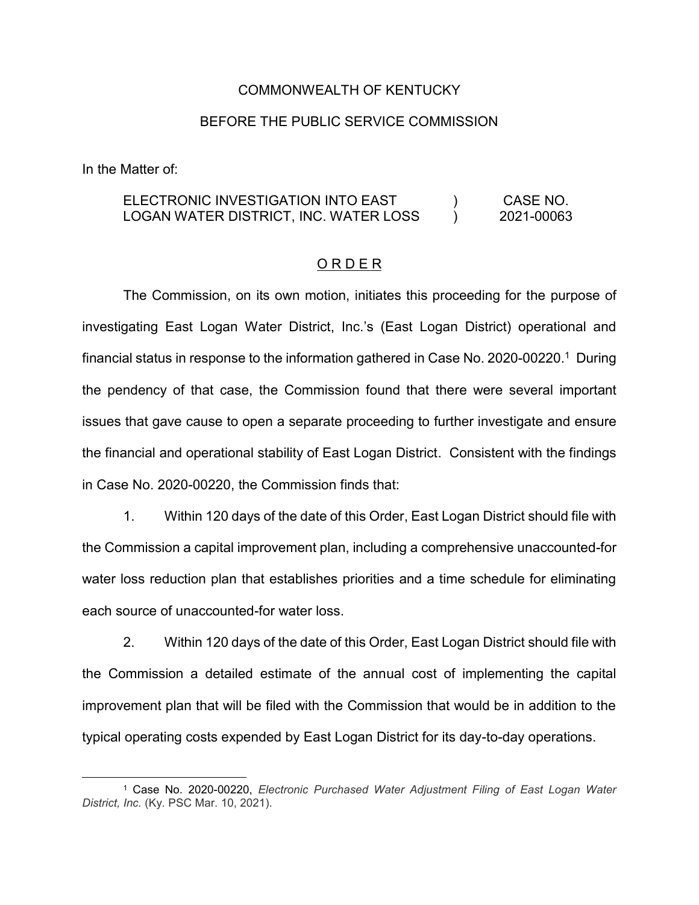COMMONWEALTH OF KENTUCKY

BEFORE THE PUBLIC SERVICE COMMISSION

In the Matter of:

| | | |
|---|---|---|
| ELECTRONIC INVESTIGATION INTO EAST LOGAN WATER DISTRICT, INC. WATER LOSS | ) ) | CASE NO. 2021-00063 |

O R D E R

The Commission, on its own motion, initiates this proceeding for the purpose of investigating East Logan Water District, Inc.'s (East Logan District) operational and financial status in response to the information gathered in Case No. 2020-00220.[1] During the pendency of that case, the Commission found that there were several important issues that gave cause to open a separate proceeding to further investigate and ensure the financial and operational stability of East Logan District. Consistent with the findings in Case No. 2020-00220, the Commission finds that:

1. Within 120 days of the date of this Order, East Logan District should file with the Commission a capital improvement plan, including a comprehensive unaccounted-for water loss reduction plan that establishes priorities and a time schedule for eliminating each source of unaccounted-for water loss.

2. Within 120 days of the date of this Order, East Logan District should file with the Commission a detailed estimate of the annual cost of implementing the capital improvement plan that will be filed with the Commission that would be in addition to the typical operating costs expended by East Logan District for its day-to-day operations.

---

[1] Case No. 2020-00220, *Electronic Purchased Water Adjustment Filing of East Logan Water District, Inc.* (Ky. PSC Mar. 10, 2021).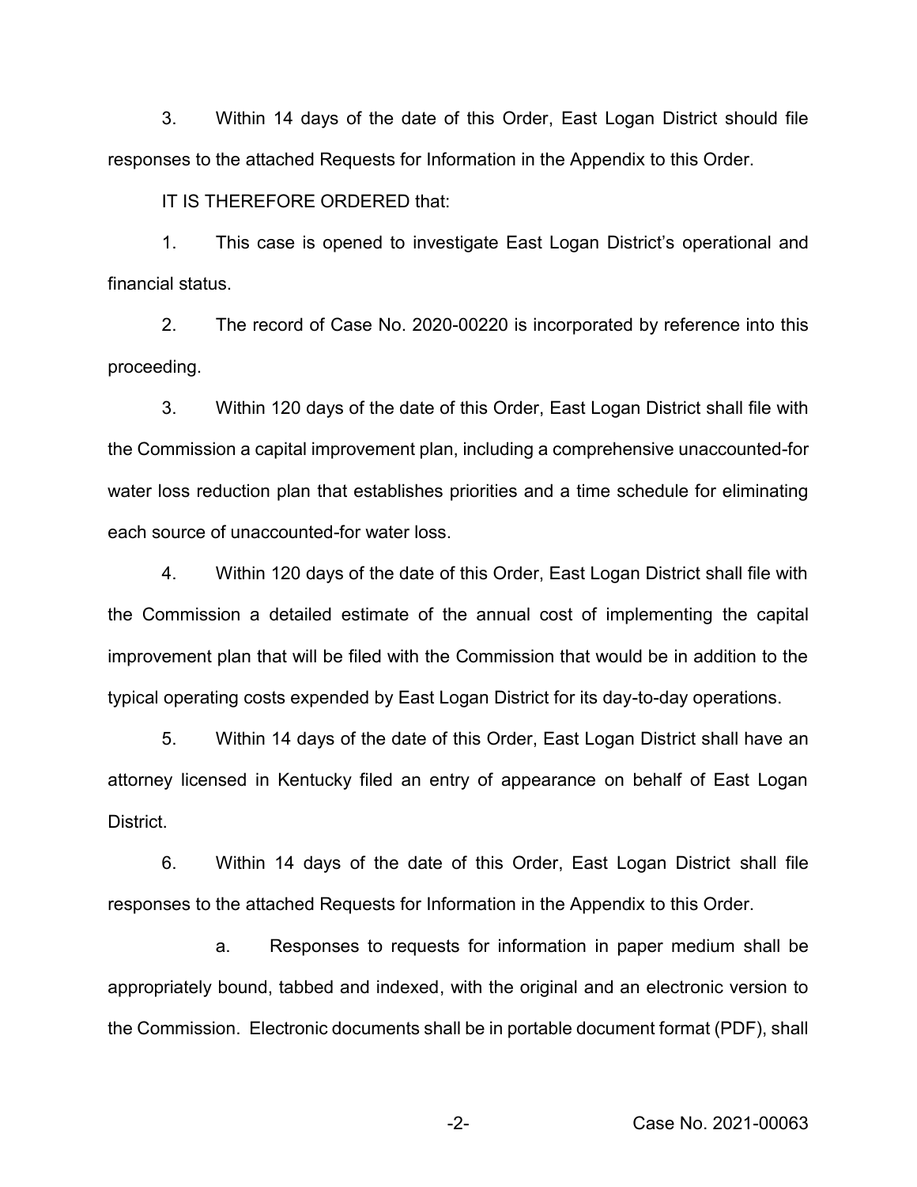3. Within 14 days of the date of this Order, East Logan District should file responses to the attached Requests for Information in the Appendix to this Order.

IT IS THEREFORE ORDERED that:

1. This case is opened to investigate East Logan District's operational and financial status.

2. The record of Case No. 2020-00220 is incorporated by reference into this proceeding.

3. Within 120 days of the date of this Order, East Logan District shall file with the Commission a capital improvement plan, including a comprehensive unaccounted-for water loss reduction plan that establishes priorities and a time schedule for eliminating each source of unaccounted-for water loss.

4. Within 120 days of the date of this Order, East Logan District shall file with the Commission a detailed estimate of the annual cost of implementing the capital improvement plan that will be filed with the Commission that would be in addition to the typical operating costs expended by East Logan District for its day-to-day operations.

5. Within 14 days of the date of this Order, East Logan District shall have an attorney licensed in Kentucky filed an entry of appearance on behalf of East Logan District.

6. Within 14 days of the date of this Order, East Logan District shall file responses to the attached Requests for Information in the Appendix to this Order.

   a. Responses to requests for information in paper medium shall be appropriately bound, tabbed and indexed, with the original and an electronic version to the Commission. Electronic documents shall be in portable document format (PDF), shall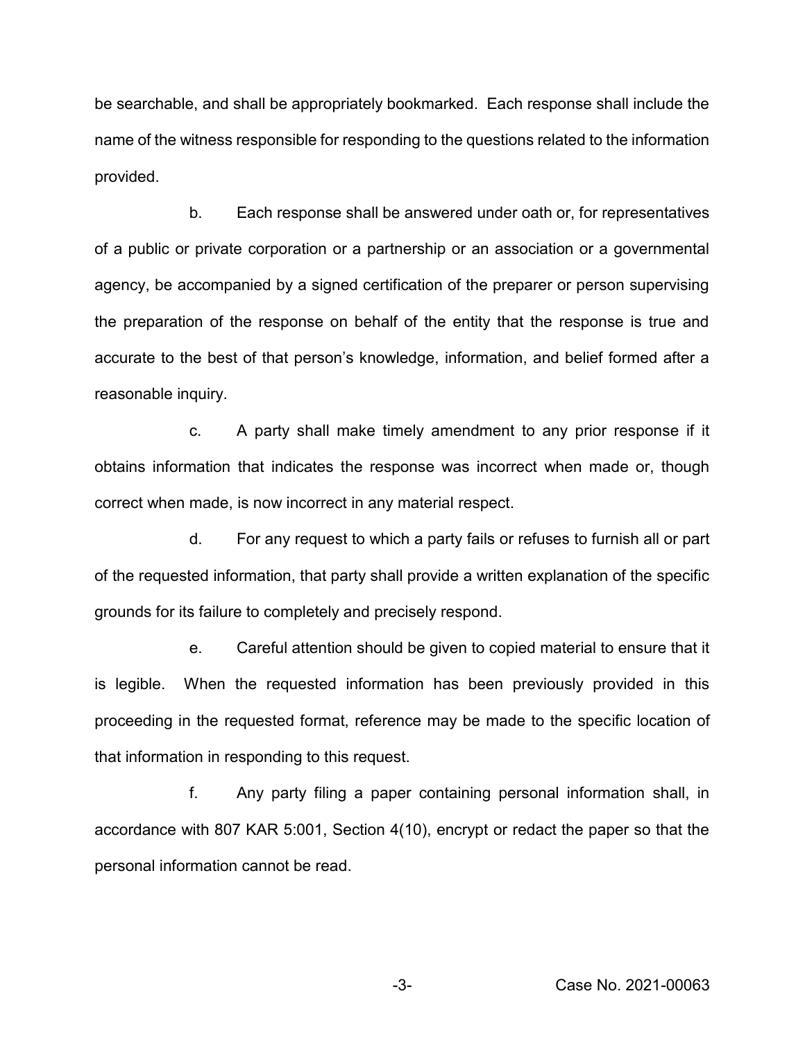be searchable, and shall be appropriately bookmarked. Each response shall include the name of the witness responsible for responding to the questions related to the information provided.

b. Each response shall be answered under oath or, for representatives of a public or private corporation or a partnership or an association or a governmental agency, be accompanied by a signed certification of the preparer or person supervising the preparation of the response on behalf of the entity that the response is true and accurate to the best of that person's knowledge, information, and belief formed after a reasonable inquiry.

c. A party shall make timely amendment to any prior response if it obtains information that indicates the response was incorrect when made or, though correct when made, is now incorrect in any material respect.

d. For any request to which a party fails or refuses to furnish all or part of the requested information, that party shall provide a written explanation of the specific grounds for its failure to completely and precisely respond.

e. Careful attention should be given to copied material to ensure that it is legible. When the requested information has been previously provided in this proceeding in the requested format, reference may be made to the specific location of that information in responding to this request.

f. Any party filing a paper containing personal information shall, in accordance with 807 KAR 5:001, Section 4(10), encrypt or redact the paper so that the personal information cannot be read.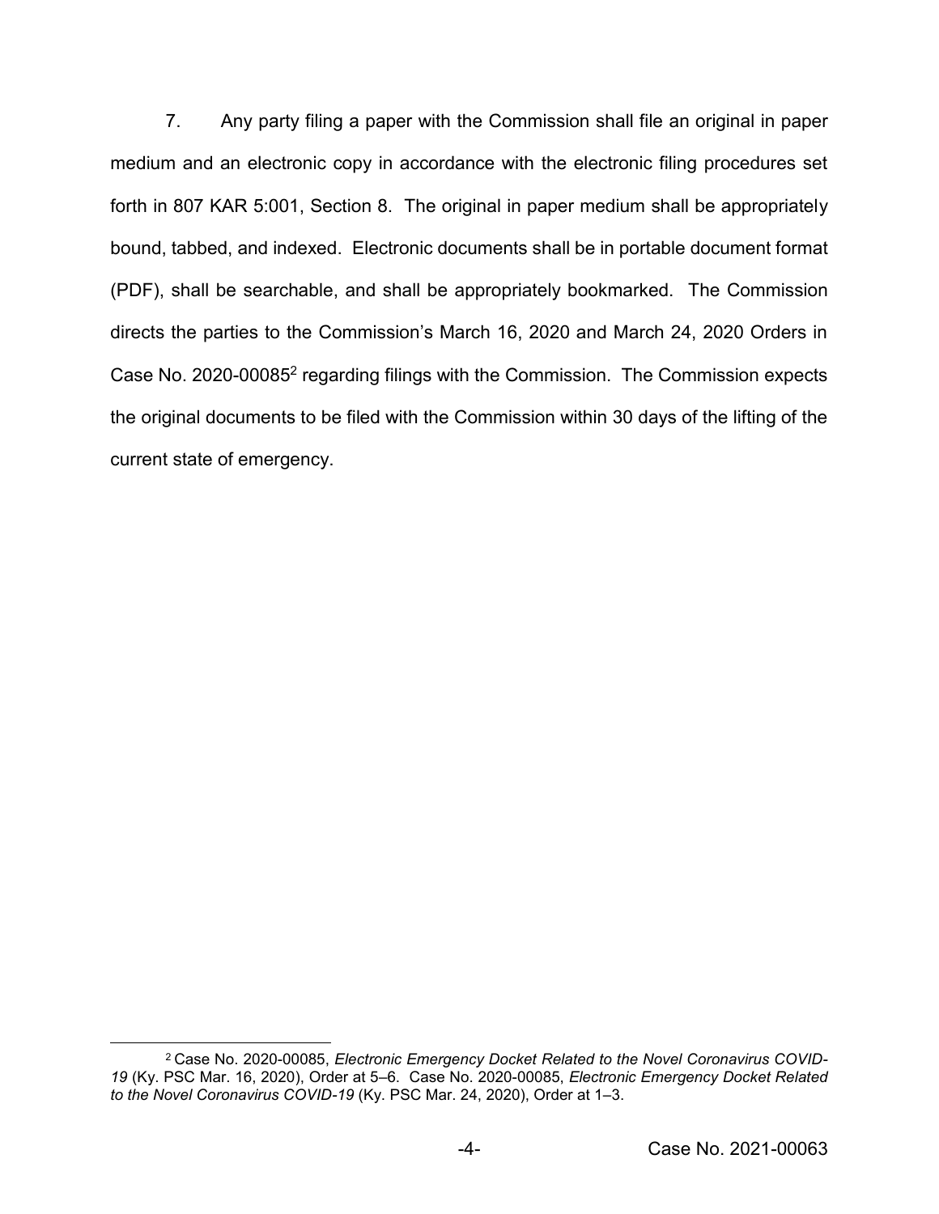7. Any party filing a paper with the Commission shall file an original in paper medium and an electronic copy in accordance with the electronic filing procedures set forth in 807 KAR 5:001, Section 8. The original in paper medium shall be appropriately bound, tabbed, and indexed. Electronic documents shall be in portable document format (PDF), shall be searchable, and shall be appropriately bookmarked. The Commission directs the parties to the Commission's March 16, 2020 and March 24, 2020 Orders in Case No. 2020-00085[2] regarding filings with the Commission. The Commission expects the original documents to be filed with the Commission within 30 days of the lifting of the current state of emergency.

[2] Case No. 2020-00085, *Electronic Emergency Docket Related to the Novel Coronavirus COVID-19* (Ky. PSC Mar. 16, 2020), Order at 5–6. Case No. 2020-00085, *Electronic Emergency Docket Related to the Novel Coronavirus COVID-19* (Ky. PSC Mar. 24, 2020), Order at 1–3.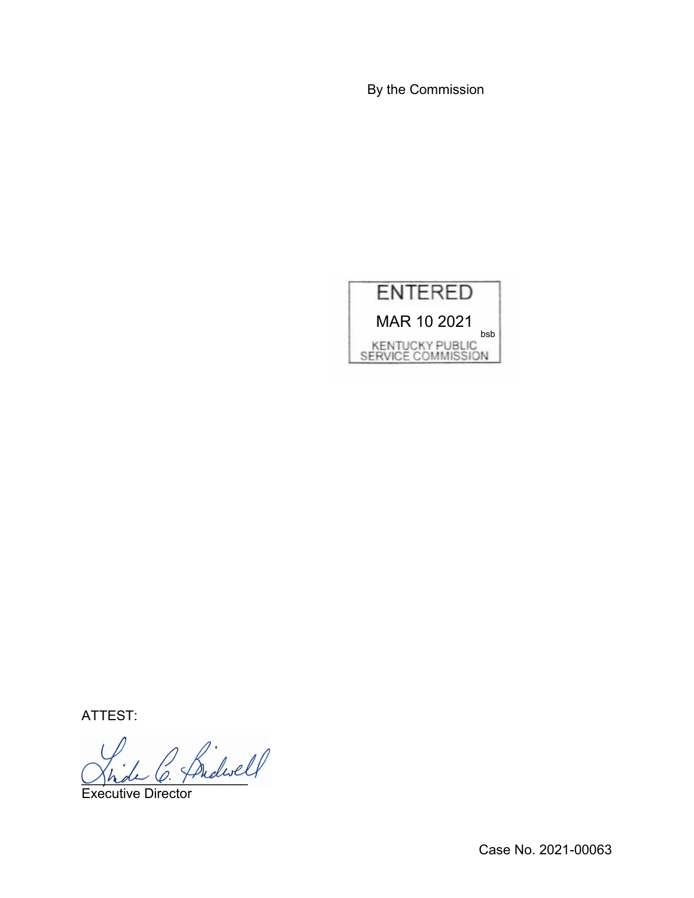By the Commission

ENTERED

MAR 10 2021

bsb

KENTUCKY PUBLIC SERVICE COMMISSION

ATTEST:

Executive Director

Case No. 2021-00063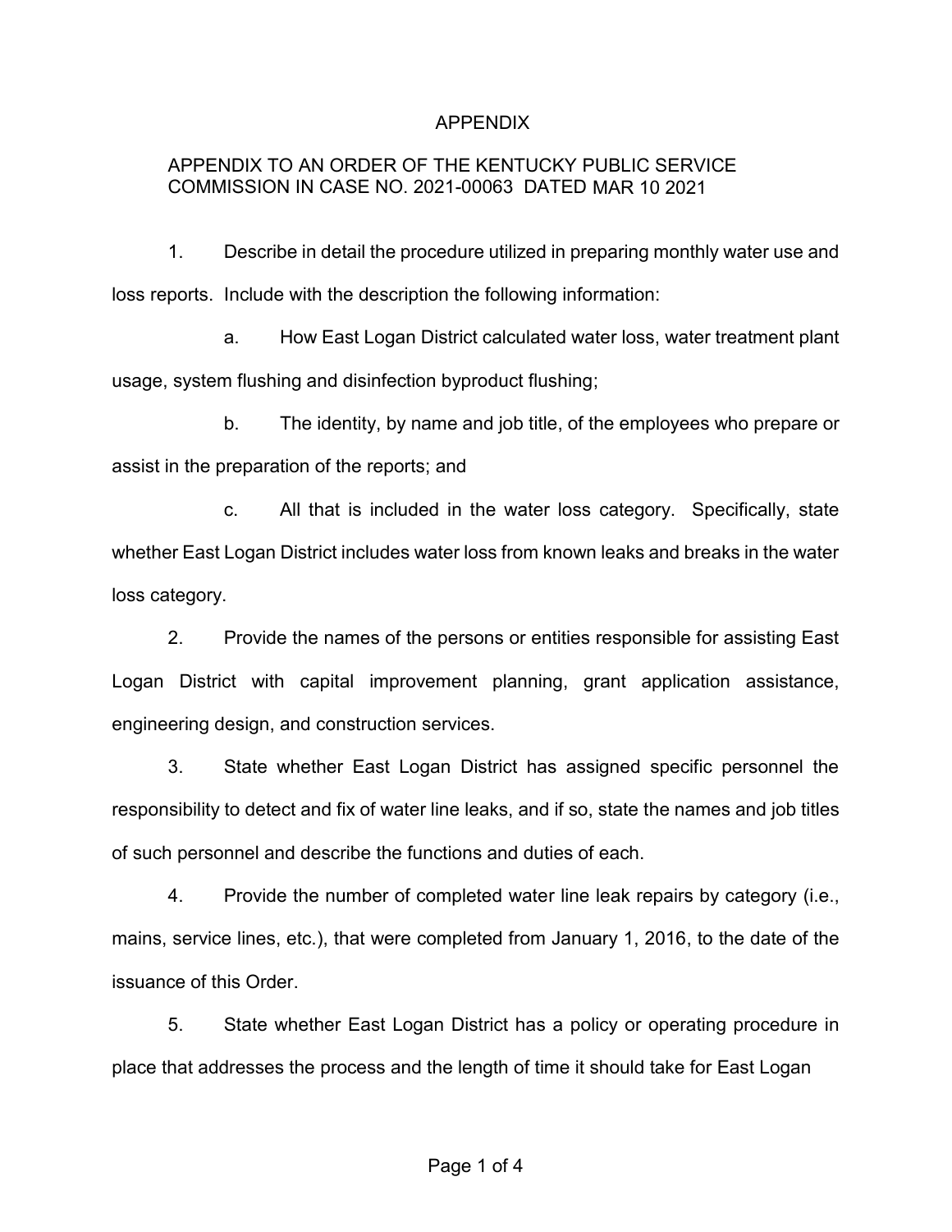# APPENDIX

## APPENDIX TO AN ORDER OF THE KENTUCKY PUBLIC SERVICE COMMISSION IN CASE NO. 2021-00063 DATED MAR 10 2021

1. Describe in detail the procedure utilized in preparing monthly water use and loss reports. Include with the description the following information:

   a. How East Logan District calculated water loss, water treatment plant usage, system flushing and disinfection byproduct flushing;

   b. The identity, by name and job title, of the employees who prepare or assist in the preparation of the reports; and

   c. All that is included in the water loss category. Specifically, state whether East Logan District includes water loss from known leaks and breaks in the water loss category.

2. Provide the names of the persons or entities responsible for assisting East Logan District with capital improvement planning, grant application assistance, engineering design, and construction services.

3. State whether East Logan District has assigned specific personnel the responsibility to detect and fix of water line leaks, and if so, state the names and job titles of such personnel and describe the functions and duties of each.

4. Provide the number of completed water line leak repairs by category (i.e., mains, service lines, etc.), that were completed from January 1, 2016, to the date of the issuance of this Order.

5. State whether East Logan District has a policy or operating procedure in place that addresses the process and the length of time it should take for East Logan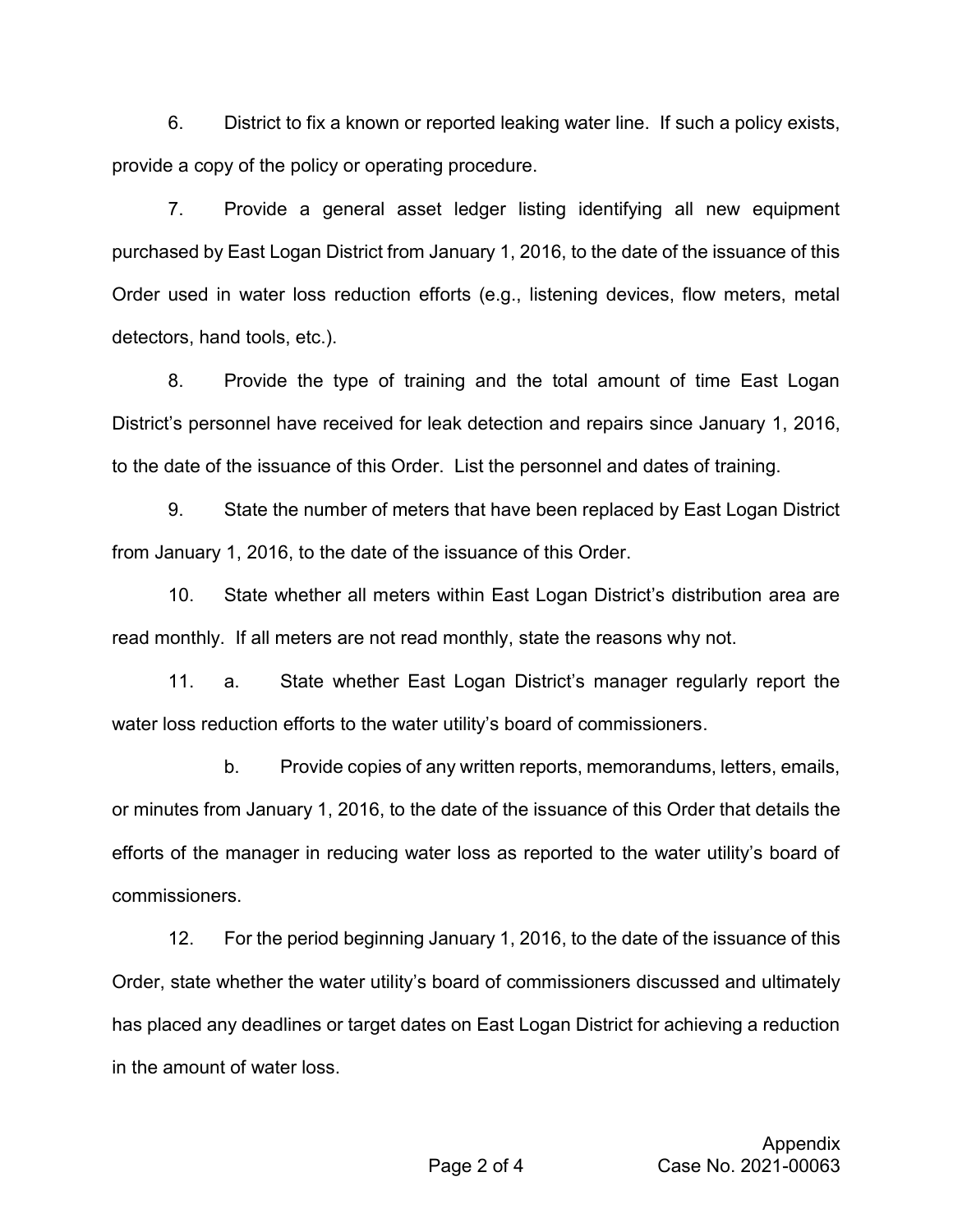6. District to fix a known or reported leaking water line. If such a policy exists, provide a copy of the policy or operating procedure.

7. Provide a general asset ledger listing identifying all new equipment purchased by East Logan District from January 1, 2016, to the date of the issuance of this Order used in water loss reduction efforts (e.g., listening devices, flow meters, metal detectors, hand tools, etc.).

8. Provide the type of training and the total amount of time East Logan District's personnel have received for leak detection and repairs since January 1, 2016, to the date of the issuance of this Order. List the personnel and dates of training.

9. State the number of meters that have been replaced by East Logan District from January 1, 2016, to the date of the issuance of this Order.

10. State whether all meters within East Logan District's distribution area are read monthly. If all meters are not read monthly, state the reasons why not.

11. a. State whether East Logan District's manager regularly report the water loss reduction efforts to the water utility's board of commissioners.

b. Provide copies of any written reports, memorandums, letters, emails, or minutes from January 1, 2016, to the date of the issuance of this Order that details the efforts of the manager in reducing water loss as reported to the water utility's board of commissioners.

12. For the period beginning January 1, 2016, to the date of the issuance of this Order, state whether the water utility's board of commissioners discussed and ultimately has placed any deadlines or target dates on East Logan District for achieving a reduction in the amount of water loss.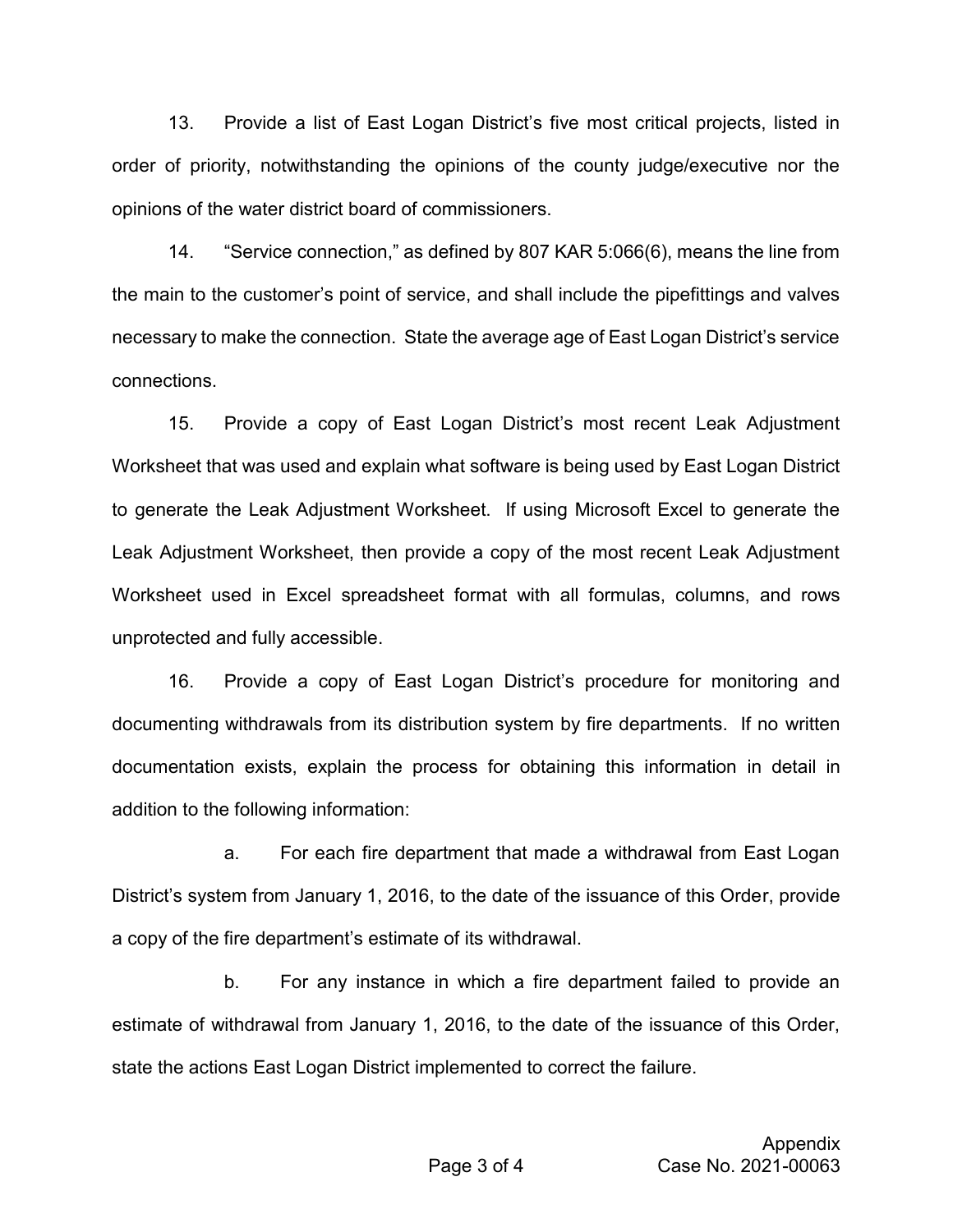13. Provide a list of East Logan District's five most critical projects, listed in order of priority, notwithstanding the opinions of the county judge/executive nor the opinions of the water district board of commissioners.

14. "Service connection," as defined by 807 KAR 5:066(6), means the line from the main to the customer's point of service, and shall include the pipefittings and valves necessary to make the connection. State the average age of East Logan District's service connections.

15. Provide a copy of East Logan District's most recent Leak Adjustment Worksheet that was used and explain what software is being used by East Logan District to generate the Leak Adjustment Worksheet. If using Microsoft Excel to generate the Leak Adjustment Worksheet, then provide a copy of the most recent Leak Adjustment Worksheet used in Excel spreadsheet format with all formulas, columns, and rows unprotected and fully accessible.

16. Provide a copy of East Logan District's procedure for monitoring and documenting withdrawals from its distribution system by fire departments. If no written documentation exists, explain the process for obtaining this information in detail in addition to the following information:

a. For each fire department that made a withdrawal from East Logan District's system from January 1, 2016, to the date of the issuance of this Order, provide a copy of the fire department's estimate of its withdrawal.

b. For any instance in which a fire department failed to provide an estimate of withdrawal from January 1, 2016, to the date of the issuance of this Order, state the actions East Logan District implemented to correct the failure.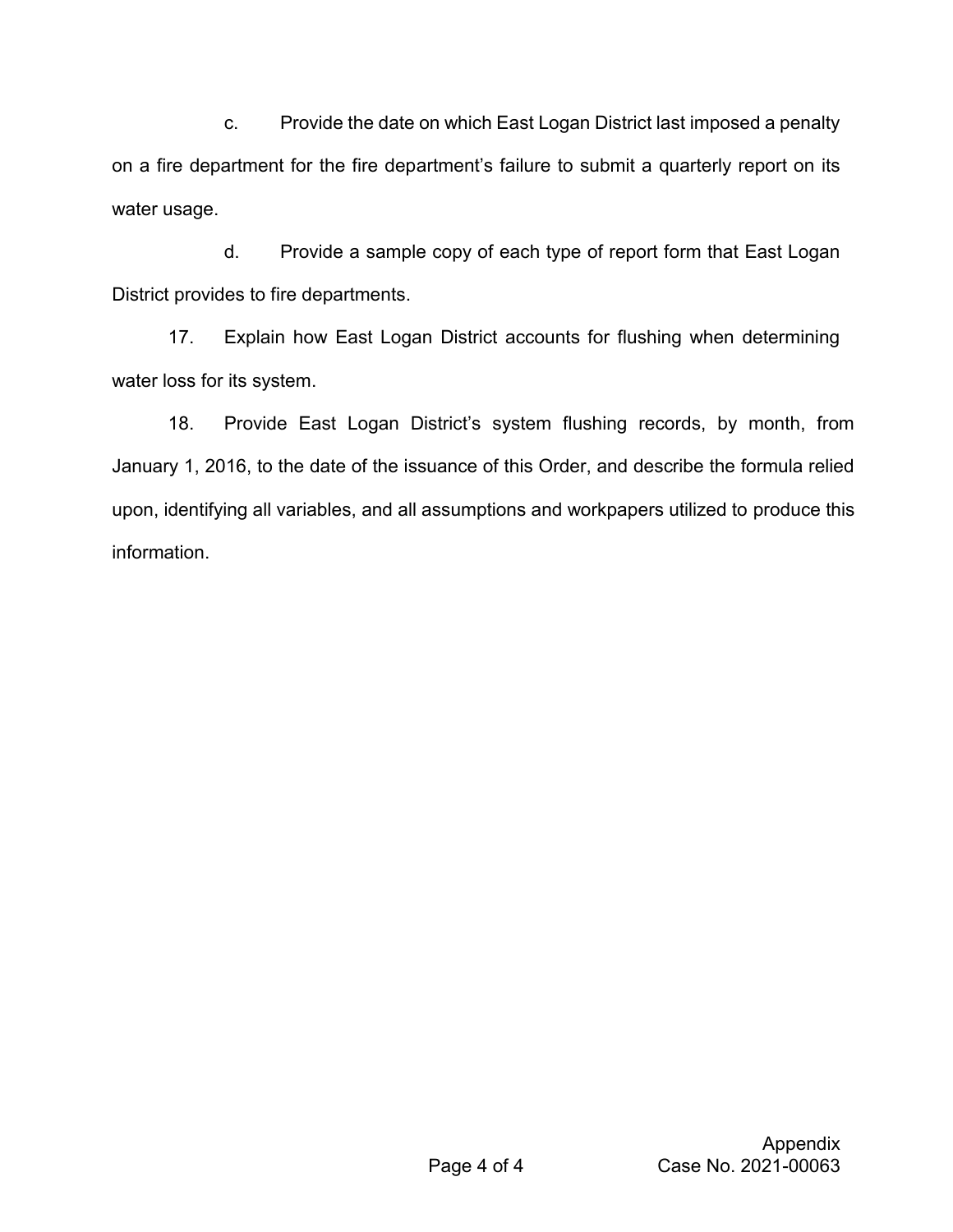c. Provide the date on which East Logan District last imposed a penalty on a fire department for the fire department's failure to submit a quarterly report on its water usage.

d. Provide a sample copy of each type of report form that East Logan District provides to fire departments.

17. Explain how East Logan District accounts for flushing when determining water loss for its system.

18. Provide East Logan District's system flushing records, by month, from January 1, 2016, to the date of the issuance of this Order, and describe the formula relied upon, identifying all variables, and all assumptions and workpapers utilized to produce this information.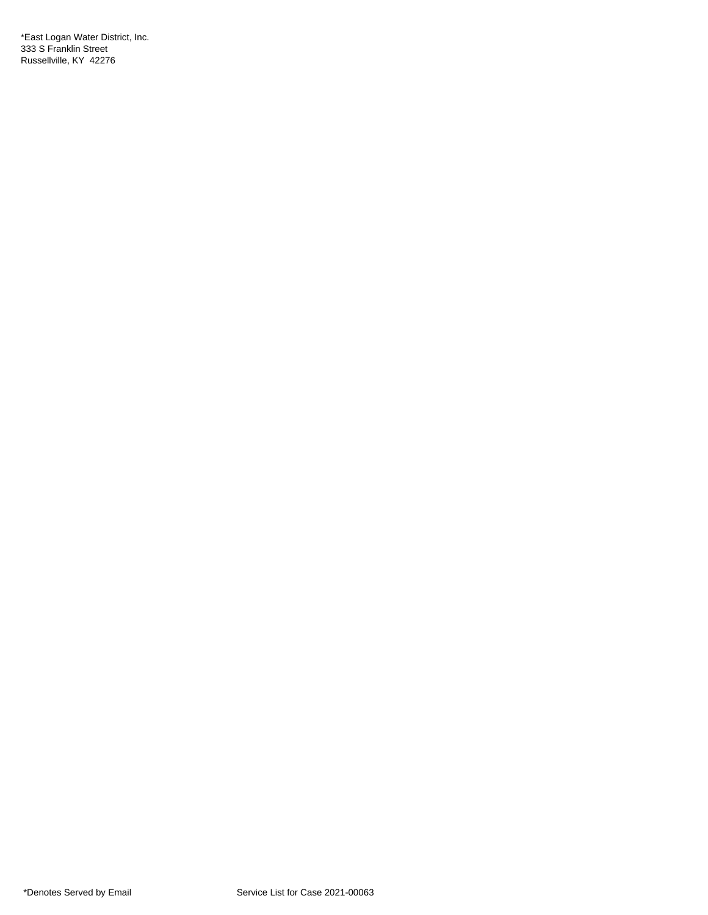*East Logan Water District, Inc.
333 S Franklin Street
Russellville, KY  42276

*Denotes Served by Email

Service List for Case 2021-00063